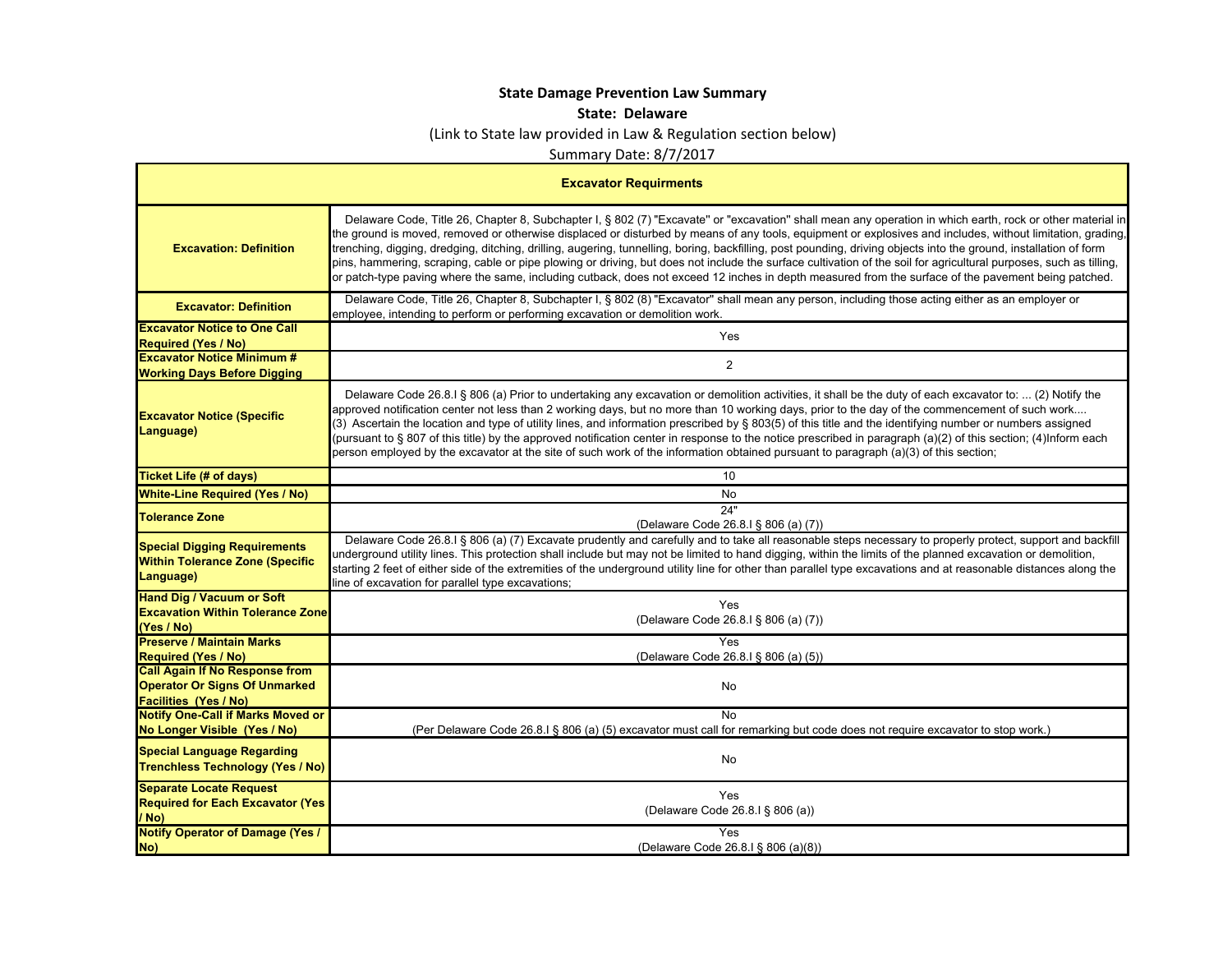# State Damage Prevention Law Summary

## State: Delaware

(Link to State law provided in Law & Regulation section below)

Summary Date: 8/7/2017

| Excavator Requirments | |
|---|---|
| **Excavation: Definition** | Delaware Code, Title 26, Chapter 8, Subchapter I, § 802 (7) "Excavate" or "excavation" shall mean any operation in which earth, rock or other material in the ground is moved, removed or otherwise displaced or disturbed by means of any tools, equipment or explosives and includes, without limitation, grading, trenching, digging, dredging, ditching, drilling, augering, tunnelling, boring, backfilling, post pounding, driving objects into the ground, installation of form pins, hammering, scraping, cable or pipe plowing or driving, but does not include the surface cultivation of the soil for agricultural purposes, such as tilling, or patch-type paving where the same, including cutback, does not exceed 12 inches in depth measured from the surface of the pavement being patched. |
| **Excavator: Definition** | Delaware Code, Title 26, Chapter 8, Subchapter I, § 802 (8) "Excavator" shall mean any person, including those acting either as an employer or employee, intending to perform or performing excavation or demolition work. |
| **Excavator Notice to One Call Required (Yes / No)** | Yes |
| **Excavator Notice Minimum # Working Days Before Digging** | 2 |
| **Excavator Notice (Specific Language)** | Delaware Code 26.8.I § 806 (a) Prior to undertaking any excavation or demolition activities, it shall be the duty of each excavator to: ... (2) Notify the approved notification center not less than 2 working days, but no more than 10 working days, prior to the day of the commencement of such work.... (3) Ascertain the location and type of utility lines, and information prescribed by § 803(5) of this title and the identifying number or numbers assigned (pursuant to § 807 of this title) by the approved notification center in response to the notice prescribed in paragraph (a)(2) of this section; (4)Inform each person employed by the excavator at the site of such work of the information obtained pursuant to paragraph (a)(3) of this section; |
| **Ticket Life (# of days)** | 10 |
| **White-Line Required (Yes / No)** | No |
| **Tolerance Zone** | 24" (Delaware Code 26.8.I § 806 (a) (7)) |
| **Special Digging Requirements Within Tolerance Zone (Specific Language)** | Delaware Code 26.8.I § 806 (a) (7) Excavate prudently and carefully and to take all reasonable steps necessary to properly protect, support and backfill underground utility lines. This protection shall include but may not be limited to hand digging, within the limits of the planned excavation or demolition, starting 2 feet of either side of the extremities of the underground utility line for other than parallel type excavations and at reasonable distances along the line of excavation for parallel type excavations; |
| **Hand Dig / Vacuum or Soft Excavation Within Tolerance Zone (Yes / No)** | Yes (Delaware Code 26.8.I § 806 (a) (7)) |
| **Preserve / Maintain Marks Required (Yes / No)** | Yes (Delaware Code 26.8.I § 806 (a) (5)) |
| **Call Again If No Response from Operator Or Signs Of Unmarked Facilities (Yes / No)** | No |
| **Notify One-Call if Marks Moved or No Longer Visible (Yes / No)** | No (Per Delaware Code 26.8.I § 806 (a) (5) excavator must call for remarking but code does not require excavator to stop work.) |
| **Special Language Regarding Trenchless Technology (Yes / No)** | No |
| **Separate Locate Request Required for Each Excavator (Yes / No)** | Yes (Delaware Code 26.8.I § 806 (a)) |
| **Notify Operator of Damage (Yes / No)** | Yes (Delaware Code 26.8.I § 806 (a)(8)) |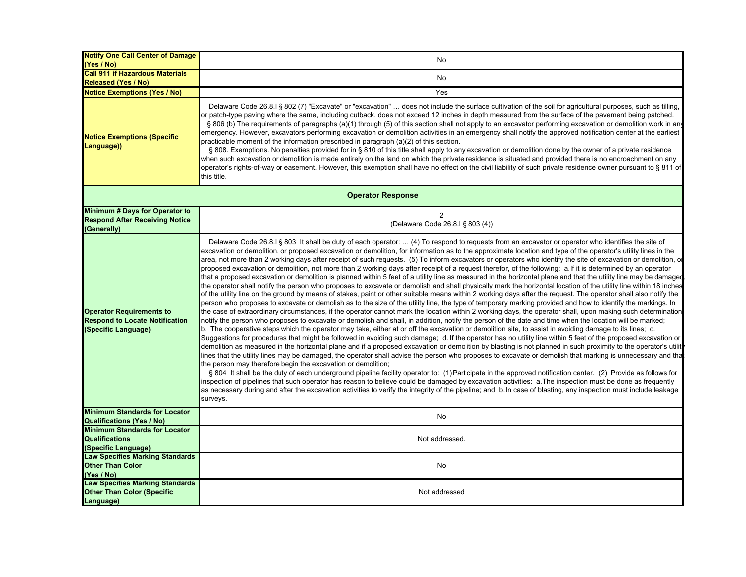| | |
|---|---|
| **Notify One Call Center of Damage (Yes / No)** | No |
| **Call 911 if Hazardous Materials Released (Yes / No)** | No |
| **Notice Exemptions (Yes / No)** | Yes |
| **Notice Exemptions (Specific Language))** | Delaware Code 26.8.I § 802 (7) "Excavate" or "excavation" … does not include the surface cultivation of the soil for agricultural purposes, such as tilling, or patch-type paving where the same, including cutback, does not exceed 12 inches in depth measured from the surface of the pavement being patched. § 806 (b) The requirements of paragraphs (a)(1) through (5) of this section shall not apply to an excavator performing excavation or demolition work in any emergency. However, excavators performing excavation or demolition activities in an emergency shall notify the approved notification center at the earliest practicable moment of the information prescribed in paragraph (a)(2) of this section. § 808. Exemptions. No penalties provided for in § 810 of this title shall apply to any excavation or demolition done by the owner of a private residence when such excavation or demolition is made entirely on the land on which the private residence is situated and provided there is no encroachment on any operator's rights-of-way or easement. However, this exemption shall have no effect on the civil liability of such private residence owner pursuant to § 811 of this title. |
| **Operator Response** | |
| **Minimum # Days for Operator to Respond After Receiving Notice (Generally)** | 2 (Delaware Code 26.8.I § 803 (4)) |
| **Operator Requirements to Respond to Locate Notification (Specific Language)** | Delaware Code 26.8.I § 803 It shall be duty of each operator: … (4) To respond to requests from an excavator or operator who identifies the site of excavation or demolition, or proposed excavation or demolition, for information as to the approximate location and type of the operator's utility lines in the area, not more than 2 working days after receipt of such requests. (5) To inform excavators or operators who identify the site of excavation or demolition, or proposed excavation or demolition, not more than 2 working days after receipt of a request therefor, of the following: a.If it is determined by an operator that a proposed excavation or demolition is planned within 5 feet of a utility line as measured in the horizontal plane and that the utility line may be damaged, the operator shall notify the person who proposes to excavate or demolish and shall physically mark the horizontal location of the utility line within 18 inches of the utility line on the ground by means of stakes, paint or other suitable means within 2 working days after the request. The operator shall also notify the person who proposes to excavate or demolish as to the size of the utility line, the type of temporary marking provided and how to identify the markings. In the case of extraordinary circumstances, if the operator cannot mark the location within 2 working days, the operator shall, upon making such determination notify the person who proposes to excavate or demolish and shall, in addition, notify the person of the date and time when the location will be marked; b. The cooperative steps which the operator may take, either at or off the excavation or demolition site, to assist in avoiding damage to its lines; c. Suggestions for procedures that might be followed in avoiding such damage; d. If the operator has no utility line within 5 feet of the proposed excavation or demolition as measured in the horizontal plane and if a proposed excavation or demolition by blasting is not planned in such proximity to the operator's utility lines that the utility lines may be damaged, the operator shall advise the person who proposes to excavate or demolish that marking is unnecessary and that the person may therefore begin the excavation or demolition; § 804 It shall be the duty of each underground pipeline facility operator to: (1) Participate in the approved notification center. (2) Provide as follows for inspection of pipelines that such operator has reason to believe could be damaged by excavation activities: a.The inspection must be done as frequently as necessary during and after the excavation activities to verify the integrity of the pipeline; and b.In case of blasting, any inspection must include leakage surveys. |
| **Minimum Standards for Locator Qualifications (Yes / No)** | No |
| **Minimum Standards for Locator Qualifications (Specific Language)** | Not addressed. |
| **Law Specifies Marking Standards Other Than Color (Yes / No)** | No |
| **Law Specifies Marking Standards Other Than Color (Specific Language)** | Not addressed |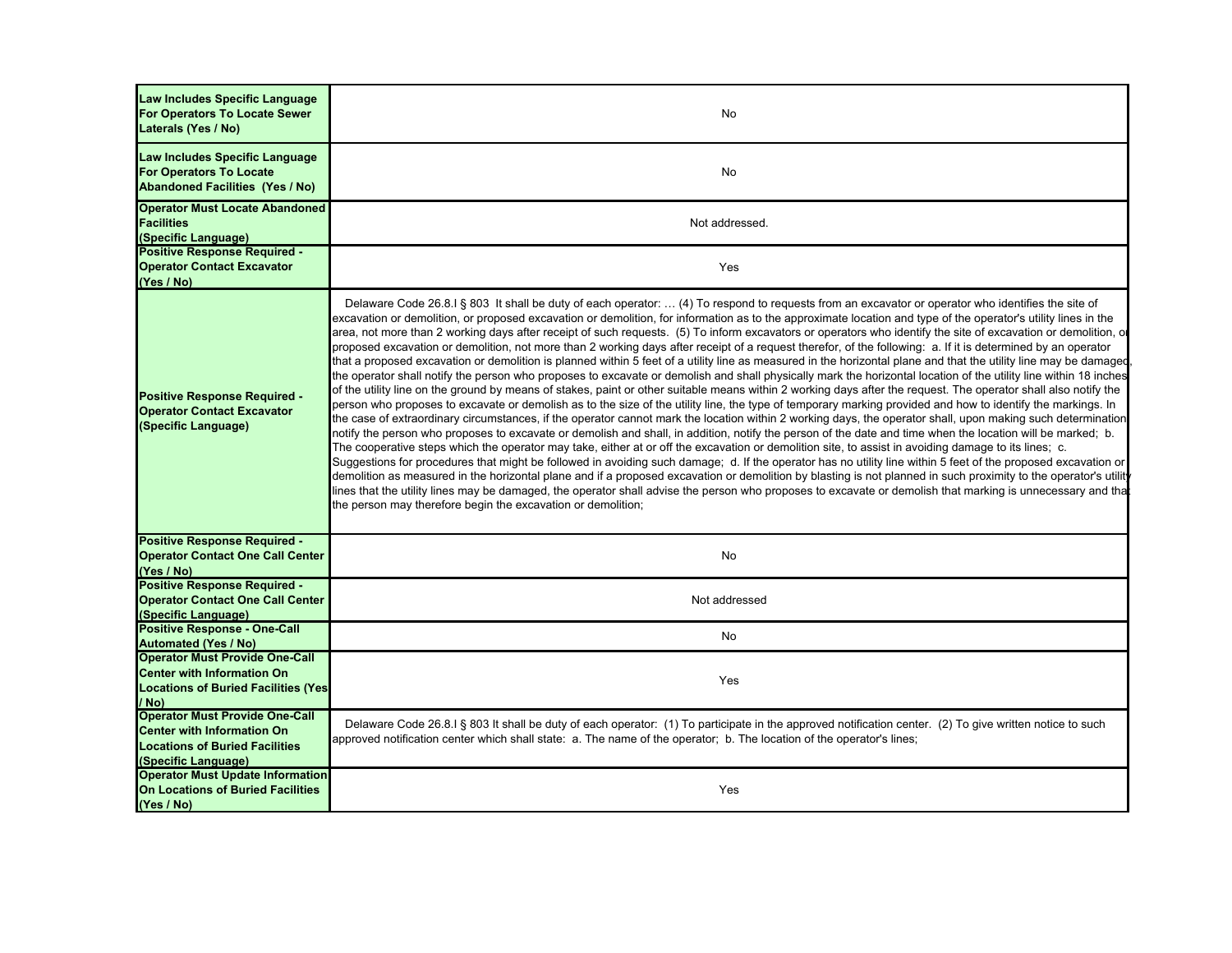| | |
|---|---|
| **Law Includes Specific Language For Operators To Locate Sewer Laterals (Yes / No)** | No |
| **Law Includes Specific Language For Operators To Locate Abandoned Facilities (Yes / No)** | No |
| **Operator Must Locate Abandoned Facilities (Specific Language)** | Not addressed. |
| **Positive Response Required - Operator Contact Excavator (Yes / No)** | Yes |
| **Positive Response Required - Operator Contact Excavator (Specific Language)** | Delaware Code 26.8.I § 803 It shall be duty of each operator: … (4) To respond to requests from an excavator or operator who identifies the site of excavation or demolition, or proposed excavation or demolition, for information as to the approximate location and type of the operator's utility lines in the area, not more than 2 working days after receipt of such requests. (5) To inform excavators or operators who identify the site of excavation or demolition, or proposed excavation or demolition, not more than 2 working days after receipt of a request therefor, of the following: a. If it is determined by an operator that a proposed excavation or demolition is planned within 5 feet of a utility line as measured in the horizontal plane and that the utility line may be damaged, the operator shall notify the person who proposes to excavate or demolish and shall physically mark the horizontal location of the utility line within 18 inches of the utility line on the ground by means of stakes, paint or other suitable means within 2 working days after the request. The operator shall also notify the person who proposes to excavate or demolish as to the size of the utility line, the type of temporary marking provided and how to identify the markings. In the case of extraordinary circumstances, if the operator cannot mark the location within 2 working days, the operator shall, upon making such determination, notify the person who proposes to excavate or demolish and shall, in addition, notify the person of the date and time when the location will be marked; b. The cooperative steps which the operator may take, either at or off the excavation or demolition site, to assist in avoiding damage to its lines; c. Suggestions for procedures that might be followed in avoiding such damage; d. If the operator has no utility line within 5 feet of the proposed excavation or demolition as measured in the horizontal plane and if a proposed excavation or demolition by blasting is not planned in such proximity to the operator's utility lines that the utility lines may be damaged, the operator shall advise the person who proposes to excavate or demolish that marking is unnecessary and that the person may therefore begin the excavation or demolition; |
| **Positive Response Required - Operator Contact One Call Center (Yes / No)** | No |
| **Positive Response Required - Operator Contact One Call Center (Specific Language)** | Not addressed |
| **Positive Response - One-Call Automated (Yes / No)** | No |
| **Operator Must Provide One-Call Center with Information On Locations of Buried Facilities (Yes / No)** | Yes |
| **Operator Must Provide One-Call Center with Information On Locations of Buried Facilities (Specific Language)** | Delaware Code 26.8.I § 803 It shall be duty of each operator: (1) To participate in the approved notification center. (2) To give written notice to such approved notification center which shall state: a. The name of the operator; b. The location of the operator's lines; |
| **Operator Must Update Information On Locations of Buried Facilities (Yes / No)** | Yes |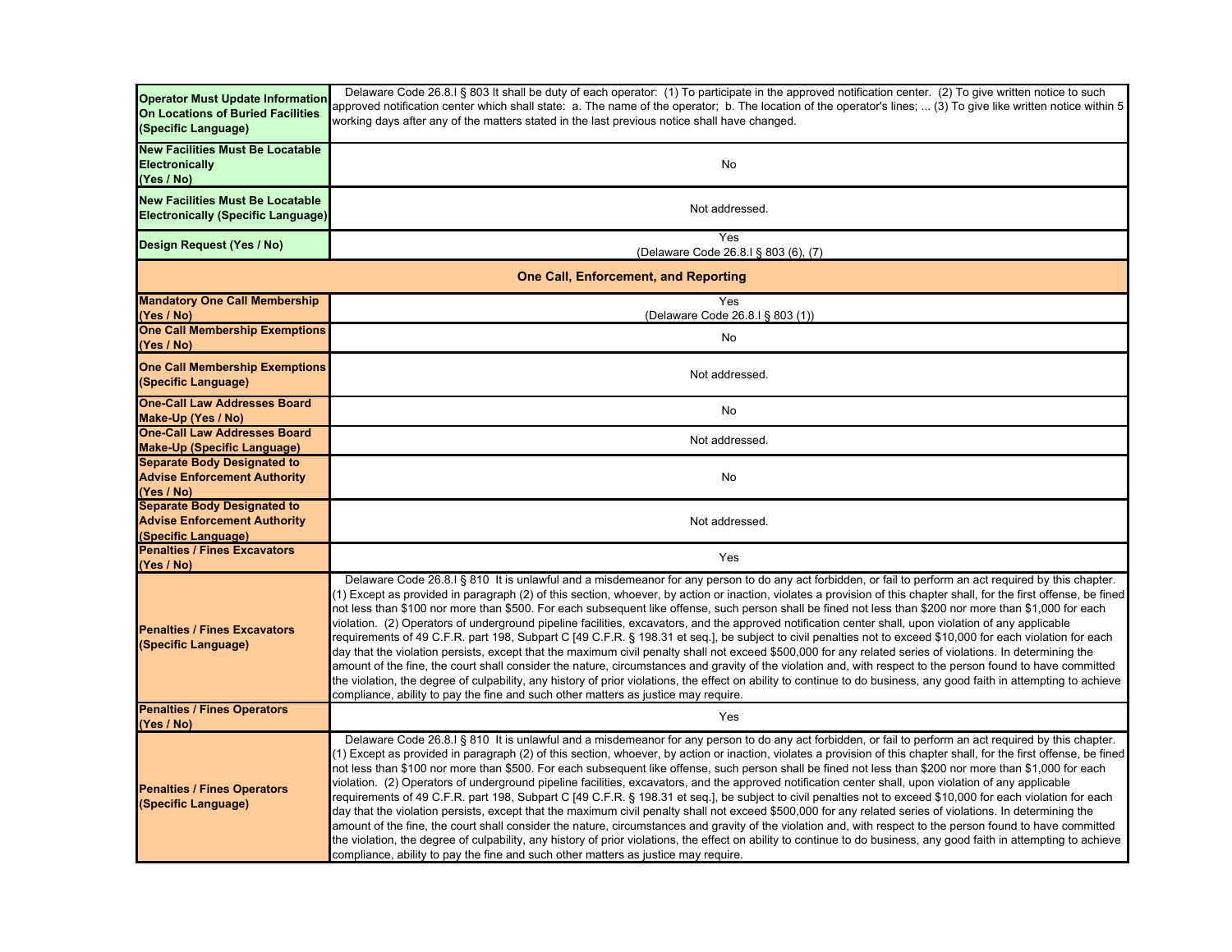| | |
|---|---|
| **Operator Must Update Information On Locations of Buried Facilities (Specific Language)** | Delaware Code 26.8.I § 803 It shall be duty of each operator: (1) To participate in the approved notification center. (2) To give written notice to such approved notification center which shall state: a. The name of the operator; b. The location of the operator's lines; ... (3) To give like written notice within 5 working days after any of the matters stated in the last previous notice shall have changed. |
| **New Facilities Must Be Locatable Electronically (Yes / No)** | No |
| **New Facilities Must Be Locatable Electronically (Specific Language)** | Not addressed. |
| **Design Request (Yes / No)** | Yes (Delaware Code 26.8.I § 803 (6), (7) |
| **One Call, Enforcement, and Reporting** | |
| **Mandatory One Call Membership (Yes / No)** | Yes (Delaware Code 26.8.I § 803 (1)) |
| **One Call Membership Exemptions (Yes / No)** | No |
| **One Call Membership Exemptions (Specific Language)** | Not addressed. |
| **One-Call Law Addresses Board Make-Up (Yes / No)** | No |
| **One-Call Law Addresses Board Make-Up (Specific Language)** | Not addressed. |
| **Separate Body Designated to Advise Enforcement Authority (Yes / No)** | No |
| **Separate Body Designated to Advise Enforcement Authority (Specific Language)** | Not addressed. |
| **Penalties / Fines Excavators (Yes / No)** | Yes |
| **Penalties / Fines Excavators (Specific Language)** | Delaware Code 26.8.I § 810 It is unlawful and a misdemeanor for any person to do any act forbidden, or fail to perform an act required by this chapter. (1) Except as provided in paragraph (2) of this section, whoever, by action or inaction, violates a provision of this chapter shall, for the first offense, be fined not less than $100 nor more than $500. For each subsequent like offense, such person shall be fined not less than $200 nor more than $1,000 for each violation. (2) Operators of underground pipeline facilities, excavators, and the approved notification center shall, upon violation of any applicable requirements of 49 C.F.R. part 198, Subpart C [49 C.F.R. § 198.31 et seq.], be subject to civil penalties not to exceed $10,000 for each violation for each day that the violation persists, except that the maximum civil penalty shall not exceed $500,000 for any related series of violations. In determining the amount of the fine, the court shall consider the nature, circumstances and gravity of the violation and, with respect to the person found to have committed the violation, the degree of culpability, any history of prior violations, the effect on ability to continue to do business, any good faith in attempting to achieve compliance, ability to pay the fine and such other matters as justice may require. |
| **Penalties / Fines Operators (Yes / No)** | Yes |
| **Penalties / Fines Operators (Specific Language)** | Delaware Code 26.8.I § 810 It is unlawful and a misdemeanor for any person to do any act forbidden, or fail to perform an act required by this chapter. (1) Except as provided in paragraph (2) of this section, whoever, by action or inaction, violates a provision of this chapter shall, for the first offense, be fined not less than $100 nor more than $500. For each subsequent like offense, such person shall be fined not less than $200 nor more than $1,000 for each violation. (2) Operators of underground pipeline facilities, excavators, and the approved notification center shall, upon violation of any applicable requirements of 49 C.F.R. part 198, Subpart C [49 C.F.R. § 198.31 et seq.], be subject to civil penalties not to exceed $10,000 for each violation for each day that the violation persists, except that the maximum civil penalty shall not exceed $500,000 for any related series of violations. In determining the amount of the fine, the court shall consider the nature, circumstances and gravity of the violation and, with respect to the person found to have committed the violation, the degree of culpability, any history of prior violations, the effect on ability to continue to do business, any good faith in attempting to achieve compliance, ability to pay the fine and such other matters as justice may require. |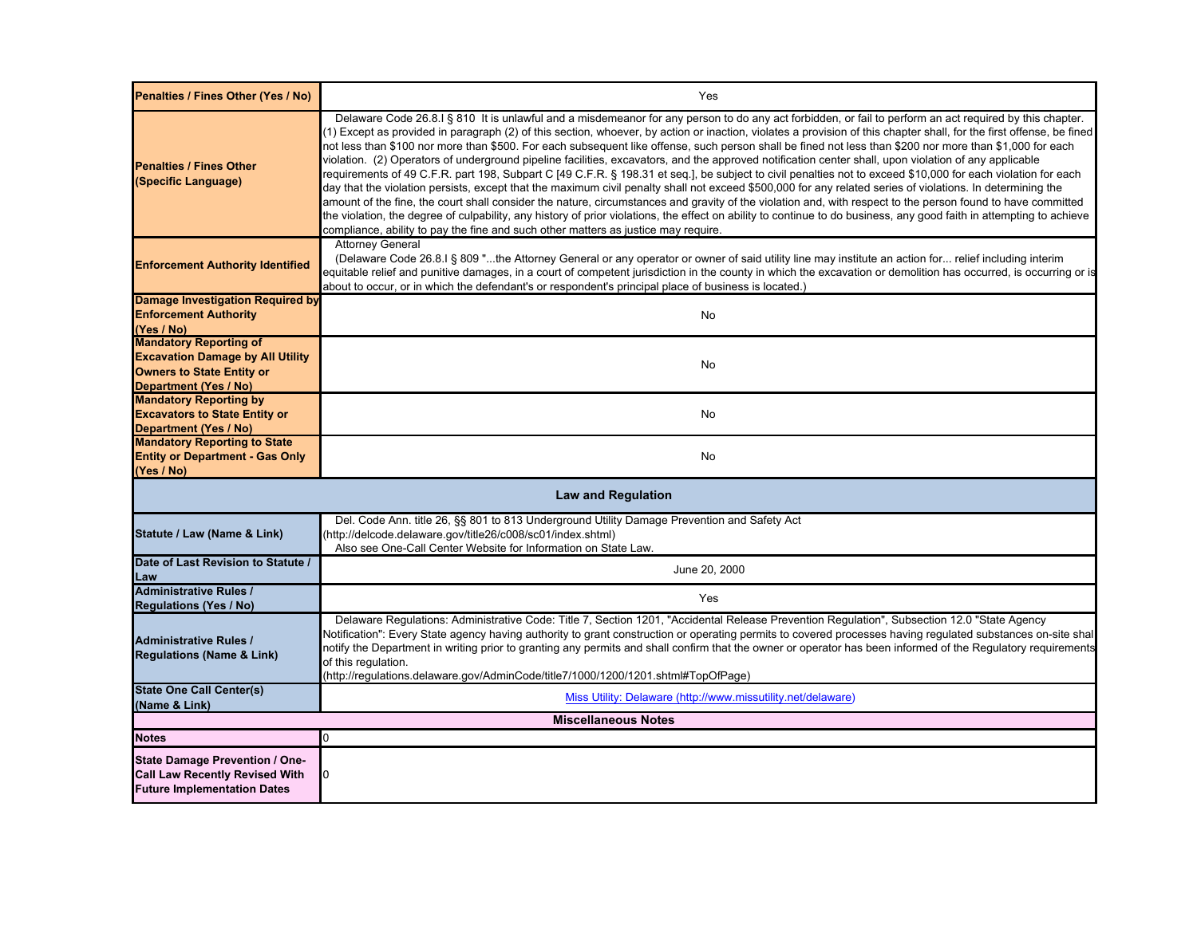| | |
|---|---|
| **Penalties / Fines Other (Yes / No)** | Yes |
| **Penalties / Fines Other (Specific Language)** | Delaware Code 26.8.I § 810 It is unlawful and a misdemeanor for any person to do any act forbidden, or fail to perform an act required by this chapter. (1) Except as provided in paragraph (2) of this section, whoever, by action or inaction, violates a provision of this chapter shall, for the first offense, be fined not less than $100 nor more than $500. For each subsequent like offense, such person shall be fined not less than $200 nor more than $1,000 for each violation. (2) Operators of underground pipeline facilities, excavators, and the approved notification center shall, upon violation of any applicable requirements of 49 C.F.R. part 198, Subpart C [49 C.F.R. § 198.31 et seq.], be subject to civil penalties not to exceed $10,000 for each violation for each day that the violation persists, except that the maximum civil penalty shall not exceed $500,000 for any related series of violations. In determining the amount of the fine, the court shall consider the nature, circumstances and gravity of the violation and, with respect to the person found to have committed the violation, the degree of culpability, any history of prior violations, the effect on ability to continue to do business, any good faith in attempting to achieve compliance, ability to pay the fine and such other matters as justice may require. |
| **Enforcement Authority Identified** | Attorney General (Delaware Code 26.8.I § 809 "...the Attorney General or any operator or owner of said utility line may institute an action for... relief including interim equitable relief and punitive damages, in a court of competent jurisdiction in the county in which the excavation or demolition has occurred, is occurring or is about to occur, or in which the defendant's or respondent's principal place of business is located.) |
| **Damage Investigation Required by Enforcement Authority (Yes / No)** | No |
| **Mandatory Reporting of Excavation Damage by All Utility Owners to State Entity or Department (Yes / No)** | No |
| **Mandatory Reporting by Excavators to State Entity or Department (Yes / No)** | No |
| **Mandatory Reporting to State Entity or Department - Gas Only (Yes / No)** | No |
| **Law and Regulation** | |
| **Statute / Law (Name & Link)** | Del. Code Ann. title 26, §§ 801 to 813 Underground Utility Damage Prevention and Safety Act (http://delcode.delaware.gov/title26/c008/sc01/index.shtml) Also see One-Call Center Website for Information on State Law. |
| **Date of Last Revision to Statute / Law** | June 20, 2000 |
| **Administrative Rules / Regulations (Yes / No)** | Yes |
| **Administrative Rules / Regulations (Name & Link)** | Delaware Regulations: Administrative Code: Title 7, Section 1201, "Accidental Release Prevention Regulation", Subsection 12.0 "State Agency Notification": Every State agency having authority to grant construction or operating permits to covered processes having regulated substances on-site shall notify the Department in writing prior to granting any permits and shall confirm that the owner or operator has been informed of the Regulatory requirements of this regulation. (http://regulations.delaware.gov/AdminCode/title7/1000/1200/1201.shtml#TopOfPage) |
| **State One Call Center(s) (Name & Link)** | Miss Utility: Delaware (http://www.missutility.net/delaware) |
| **Miscellaneous Notes** | |
| **Notes** | 0 |
| **State Damage Prevention / One-Call Law Recently Revised With Future Implementation Dates** | 0 |